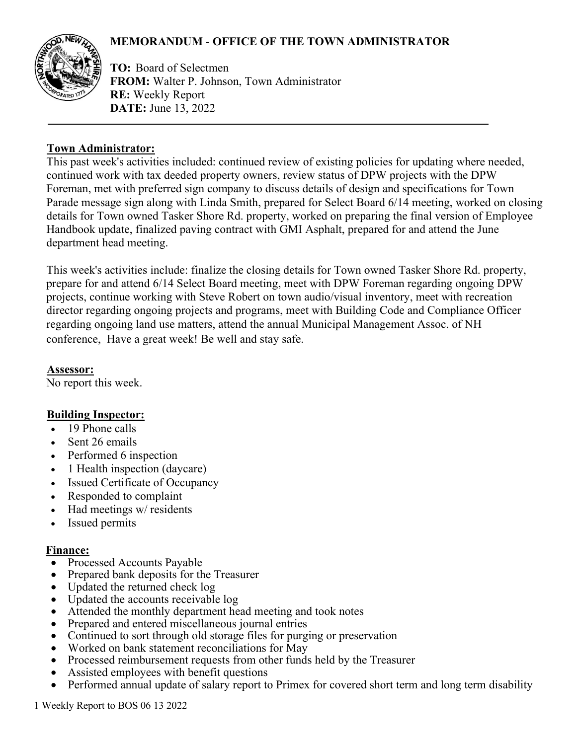# MEMORANDUM - OFFICE OF THE TOWN ADMINISTRATOR

**TO:** Board of Selectmen
**FROM:** Walter P. Johnson, Town Administrator
**RE:** Weekly Report
**DATE:** June 13, 2022

---

## Town Administrator:

This past week's activities included: continued review of existing policies for updating where needed, continued work with tax deeded property owners, review status of DPW projects with the DPW Foreman, met with preferred sign company to discuss details of design and specifications for Town Parade message sign along with Linda Smith, prepared for Select Board 6/14 meeting, worked on closing details for Town owned Tasker Shore Rd. property, worked on preparing the final version of Employee Handbook update, finalized paving contract with GMI Asphalt, prepared for and attend the June department head meeting.

This week's activities include: finalize the closing details for Town owned Tasker Shore Rd. property, prepare for and attend 6/14 Select Board meeting, meet with DPW Foreman regarding ongoing DPW projects, continue working with Steve Robert on town audio/visual inventory, meet with recreation director regarding ongoing projects and programs, meet with Building Code and Compliance Officer regarding ongoing land use matters, attend the annual Municipal Management Assoc. of NH conference, Have a great week! Be well and stay safe.

## Assessor:

No report this week.

## Building Inspector:

- 19 Phone calls
- Sent 26 emails
- Performed 6 inspection
- 1 Health inspection (daycare)
- Issued Certificate of Occupancy
- Responded to complaint
- Had meetings w/ residents
- Issued permits

## Finance:

- Processed Accounts Payable
- Prepared bank deposits for the Treasurer
- Updated the returned check log
- Updated the accounts receivable log
- Attended the monthly department head meeting and took notes
- Prepared and entered miscellaneous journal entries
- Continued to sort through old storage files for purging or preservation
- Worked on bank statement reconciliations for May
- Processed reimbursement requests from other funds held by the Treasurer
- Assisted employees with benefit questions
- Performed annual update of salary report to Primex for covered short term and long term disability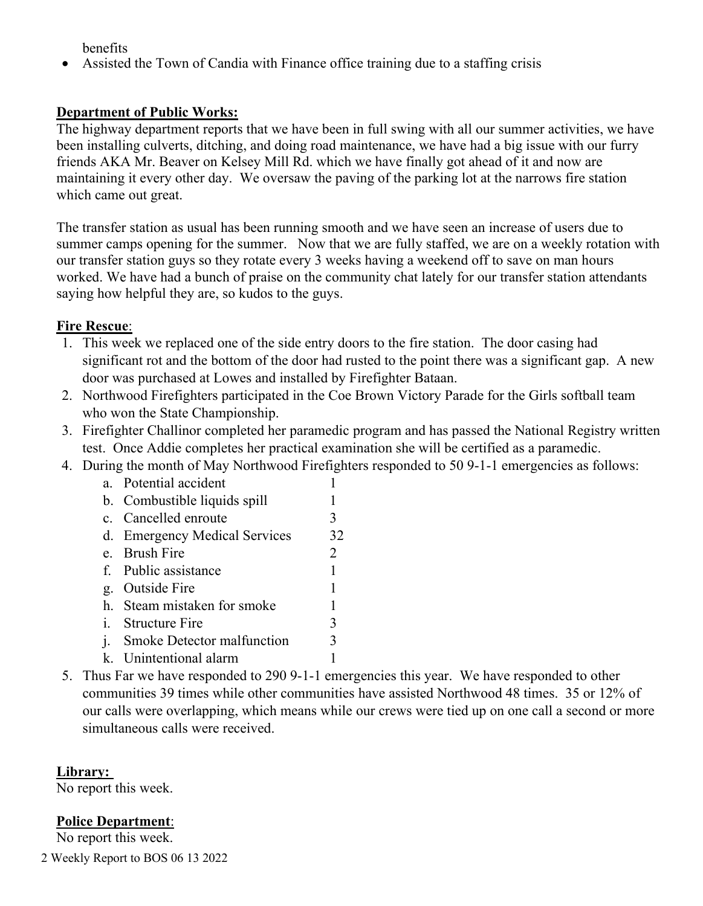benefits

- Assisted the Town of Candia with Finance office training due to a staffing crisis

**Department of Public Works:**

The highway department reports that we have been in full swing with all our summer activities, we have been installing culverts, ditching, and doing road maintenance, we have had a big issue with our furry friends AKA Mr. Beaver on Kelsey Mill Rd. which we have finally got ahead of it and now are maintaining it every other day. We oversaw the paving of the parking lot at the narrows fire station which came out great.

The transfer station as usual has been running smooth and we have seen an increase of users due to summer camps opening for the summer. Now that we are fully staffed, we are on a weekly rotation with our transfer station guys so they rotate every 3 weeks having a weekend off to save on man hours worked. We have had a bunch of praise on the community chat lately for our transfer station attendants saying how helpful they are, so kudos to the guys.

**Fire Rescue**:

1. This week we replaced one of the side entry doors to the fire station. The door casing had significant rot and the bottom of the door had rusted to the point there was a significant gap. A new door was purchased at Lowes and installed by Firefighter Bataan.
2. Northwood Firefighters participated in the Coe Brown Victory Parade for the Girls softball team who won the State Championship.
3. Firefighter Challinor completed her paramedic program and has passed the National Registry written test. Once Addie completes her practical examination she will be certified as a paramedic.
4. During the month of May Northwood Firefighters responded to 50 9-1-1 emergencies as follows:
   a. Potential accident 1
   b. Combustible liquids spill 1
   c. Cancelled enroute 3
   d. Emergency Medical Services 32
   e. Brush Fire 2
   f. Public assistance 1
   g. Outside Fire 1
   h. Steam mistaken for smoke 1
   i. Structure Fire 3
   j. Smoke Detector malfunction 3
   k. Unintentional alarm 1
5. Thus Far we have responded to 290 9-1-1 emergencies this year. We have responded to other communities 39 times while other communities have assisted Northwood 48 times. 35 or 12% of our calls were overlapping, which means while our crews were tied up on one call a second or more simultaneous calls were received.

**Library:**

No report this week.

**Police Department**:

No report this week.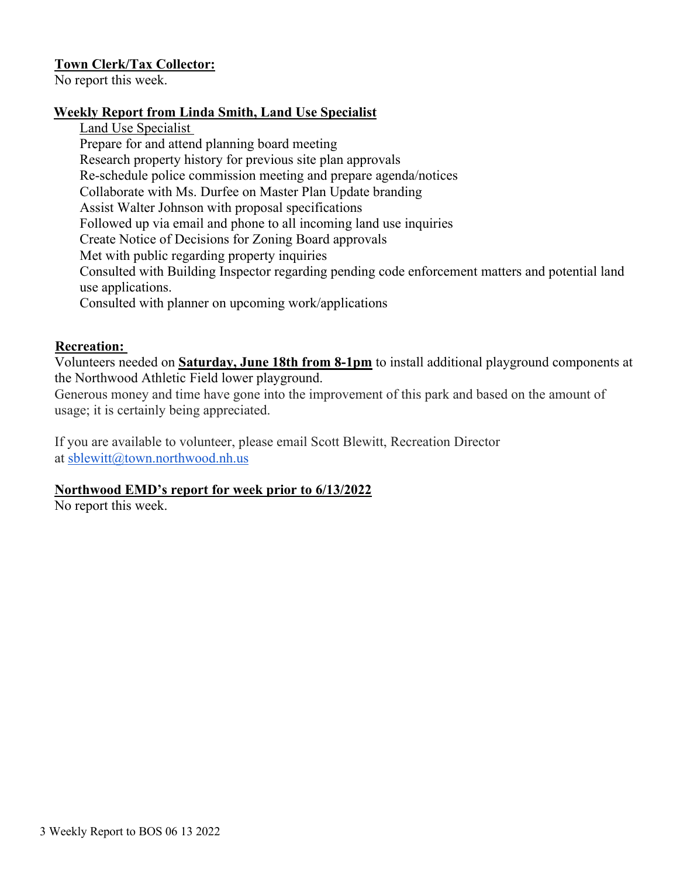**Town Clerk/Tax Collector:**

No report this week.

**Weekly Report from Linda Smith, Land Use Specialist**

Land Use Specialist

Prepare for and attend planning board meeting
Research property history for previous site plan approvals
Re-schedule police commission meeting and prepare agenda/notices
Collaborate with Ms. Durfee on Master Plan Update branding
Assist Walter Johnson with proposal specifications
Followed up via email and phone to all incoming land use inquiries
Create Notice of Decisions for Zoning Board approvals
Met with public regarding property inquiries
Consulted with Building Inspector regarding pending code enforcement matters and potential land use applications.
Consulted with planner on upcoming work/applications

**Recreation:**

Volunteers needed on **Saturday, June 18th from 8-1pm** to install additional playground components at the Northwood Athletic Field lower playground.
Generous money and time have gone into the improvement of this park and based on the amount of usage; it is certainly being appreciated.

If you are available to volunteer, please email Scott Blewitt, Recreation Director at sblewitt@town.northwood.nh.us

**Northwood EMD's report for week prior to 6/13/2022**

No report this week.